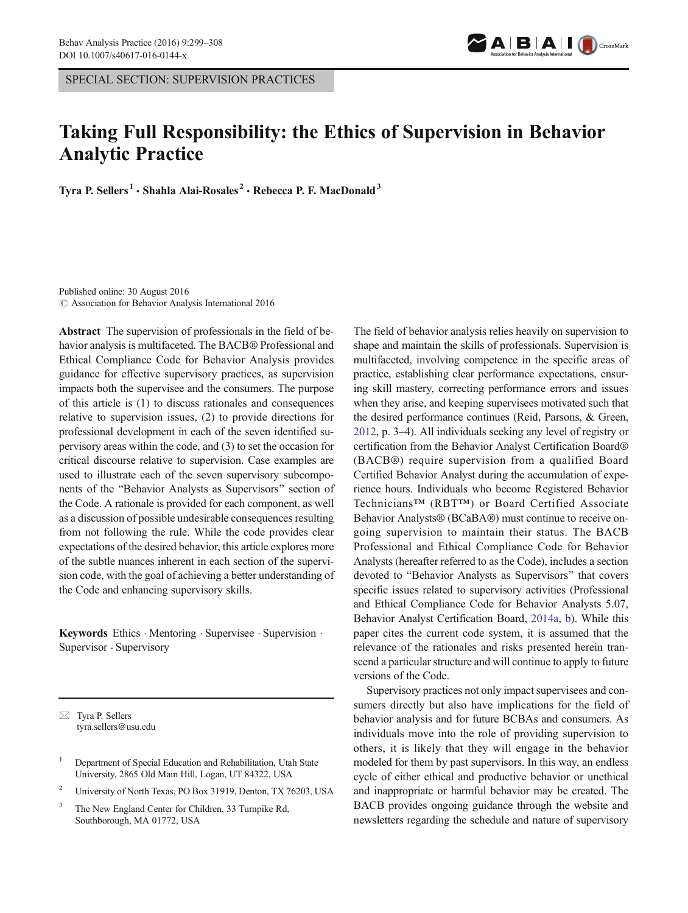SPECIAL SECTION: SUPERVISION PRACTICES

# Taking Full Responsibility: the Ethics of Supervision in Behavior Analytic Practice

**Tyra P. Sellers[1] · Shahla Alai-Rosales[2] · Rebecca P. F. MacDonald[3]**

Published online: 30 August 2016
© Association for Behavior Analysis International 2016

**Abstract** The supervision of professionals in the field of behavior analysis is multifaceted. The BACB® Professional and Ethical Compliance Code for Behavior Analysis provides guidance for effective supervisory practices, as supervision impacts both the supervisee and the consumers. The purpose of this article is (1) to discuss rationales and consequences relative to supervision issues, (2) to provide directions for professional development in each of the seven identified supervisory areas within the code, and (3) to set the occasion for critical discourse relative to supervision. Case examples are used to illustrate each of the seven supervisory subcomponents of the "Behavior Analysts as Supervisors" section of the Code. A rationale is provided for each component, as well as a discussion of possible undesirable consequences resulting from not following the rule. While the code provides clear expectations of the desired behavior, this article explores more of the subtle nuances inherent in each section of the supervision code, with the goal of achieving a better understanding of the Code and enhancing supervisory skills.

**Keywords** Ethics · Mentoring · Supervisee · Supervision · Supervisor · Supervisory

✉ Tyra P. Sellers
tyra.sellers@usu.edu

[1] Department of Special Education and Rehabilitation, Utah State University, 2865 Old Main Hill, Logan, UT 84322, USA

[2] University of North Texas, PO Box 31919, Denton, TX 76203, USA

[3] The New England Center for Children, 33 Turnpike Rd, Southborough, MA 01772, USA

The field of behavior analysis relies heavily on supervision to shape and maintain the skills of professionals. Supervision is multifaceted, involving competence in the specific areas of practice, establishing clear performance expectations, ensuring skill mastery, correcting performance errors and issues when they arise, and keeping supervisees motivated such that the desired performance continues (Reid, Parsons, & Green, 2012, p. 3–4). All individuals seeking any level of registry or certification from the Behavior Analyst Certification Board® (BACB®) require supervision from a qualified Board Certified Behavior Analyst during the accumulation of experience hours. Individuals who become Registered Behavior Technicians™ (RBT™) or Board Certified Associate Behavior Analysts® (BCaBA®) must continue to receive ongoing supervision to maintain their status. The BACB Professional and Ethical Compliance Code for Behavior Analysts (hereafter referred to as the Code), includes a section devoted to "Behavior Analysts as Supervisors" that covers specific issues related to supervisory activities (Professional and Ethical Compliance Code for Behavior Analysts 5.07, Behavior Analyst Certification Board, 2014a, b). While this paper cites the current code system, it is assumed that the relevance of the rationales and risks presented herein transcend a particular structure and will continue to apply to future versions of the Code.

Supervisory practices not only impact supervisees and consumers directly but also have implications for the field of behavior analysis and for future BCBAs and consumers. As individuals move into the role of providing supervision to others, it is likely that they will engage in the behavior modeled for them by past supervisors. In this way, an endless cycle of either ethical and productive behavior or unethical and inappropriate or harmful behavior may be created. The BACB provides ongoing guidance through the website and newsletters regarding the schedule and nature of supervisory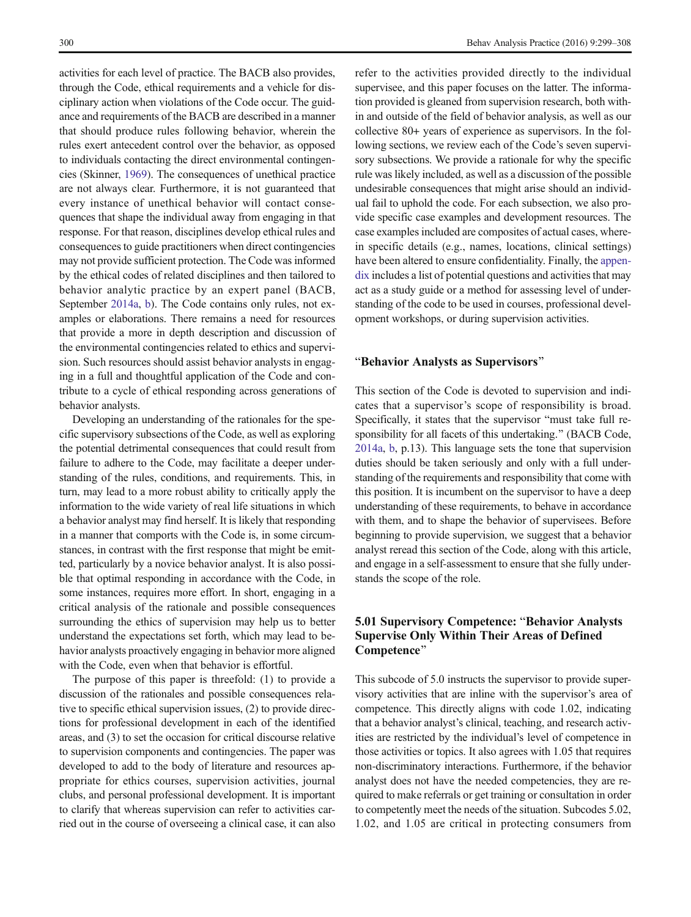activities for each level of practice. The BACB also provides, through the Code, ethical requirements and a vehicle for disciplinary action when violations of the Code occur. The guidance and requirements of the BACB are described in a manner that should produce rules following behavior, wherein the rules exert antecedent control over the behavior, as opposed to individuals contacting the direct environmental contingencies (Skinner, 1969). The consequences of unethical practice are not always clear. Furthermore, it is not guaranteed that every instance of unethical behavior will contact consequences that shape the individual away from engaging in that response. For that reason, disciplines develop ethical rules and consequences to guide practitioners when direct contingencies may not provide sufficient protection. The Code was informed by the ethical codes of related disciplines and then tailored to behavior analytic practice by an expert panel (BACB, September 2014a, b). The Code contains only rules, not examples or elaborations. There remains a need for resources that provide a more in depth description and discussion of the environmental contingencies related to ethics and supervision. Such resources should assist behavior analysts in engaging in a full and thoughtful application of the Code and contribute to a cycle of ethical responding across generations of behavior analysts.

Developing an understanding of the rationales for the specific supervisory subsections of the Code, as well as exploring the potential detrimental consequences that could result from failure to adhere to the Code, may facilitate a deeper understanding of the rules, conditions, and requirements. This, in turn, may lead to a more robust ability to critically apply the information to the wide variety of real life situations in which a behavior analyst may find herself. It is likely that responding in a manner that comports with the Code is, in some circumstances, in contrast with the first response that might be emitted, particularly by a novice behavior analyst. It is also possible that optimal responding in accordance with the Code, in some instances, requires more effort. In short, engaging in a critical analysis of the rationale and possible consequences surrounding the ethics of supervision may help us to better understand the expectations set forth, which may lead to behavior analysts proactively engaging in behavior more aligned with the Code, even when that behavior is effortful.

The purpose of this paper is threefold: (1) to provide a discussion of the rationales and possible consequences relative to specific ethical supervision issues, (2) to provide directions for professional development in each of the identified areas, and (3) to set the occasion for critical discourse relative to supervision components and contingencies. The paper was developed to add to the body of literature and resources appropriate for ethics courses, supervision activities, journal clubs, and personal professional development. It is important to clarify that whereas supervision can refer to activities carried out in the course of overseeing a clinical case, it can also refer to the activities provided directly to the individual supervisee, and this paper focuses on the latter. The information provided is gleaned from supervision research, both within and outside of the field of behavior analysis, as well as our collective 80+ years of experience as supervisors. In the following sections, we review each of the Code's seven supervisory subsections. We provide a rationale for why the specific rule was likely included, as well as a discussion of the possible undesirable consequences that might arise should an individual fail to uphold the code. For each subsection, we also provide specific case examples and development resources. The case examples included are composites of actual cases, wherein specific details (e.g., names, locations, clinical settings) have been altered to ensure confidentiality. Finally, the appendix includes a list of potential questions and activities that may act as a study guide or a method for assessing level of understanding of the code to be used in courses, professional development workshops, or during supervision activities.

## "Behavior Analysts as Supervisors"

This section of the Code is devoted to supervision and indicates that a supervisor's scope of responsibility is broad. Specifically, it states that the supervisor "must take full responsibility for all facets of this undertaking." (BACB Code, 2014a, b, p.13). This language sets the tone that supervision duties should be taken seriously and only with a full understanding of the requirements and responsibility that come with this position. It is incumbent on the supervisor to have a deep understanding of these requirements, to behave in accordance with them, and to shape the behavior of supervisees. Before beginning to provide supervision, we suggest that a behavior analyst reread this section of the Code, along with this article, and engage in a self-assessment to ensure that she fully understands the scope of the role.

## 5.01 Supervisory Competence: "Behavior Analysts Supervise Only Within Their Areas of Defined Competence"

This subcode of 5.0 instructs the supervisor to provide supervisory activities that are inline with the supervisor's area of competence. This directly aligns with code 1.02, indicating that a behavior analyst's clinical, teaching, and research activities are restricted by the individual's level of competence in those activities or topics. It also agrees with 1.05 that requires non-discriminatory interactions. Furthermore, if the behavior analyst does not have the needed competencies, they are required to make referrals or get training or consultation in order to competently meet the needs of the situation. Subcodes 5.02, 1.02, and 1.05 are critical in protecting consumers from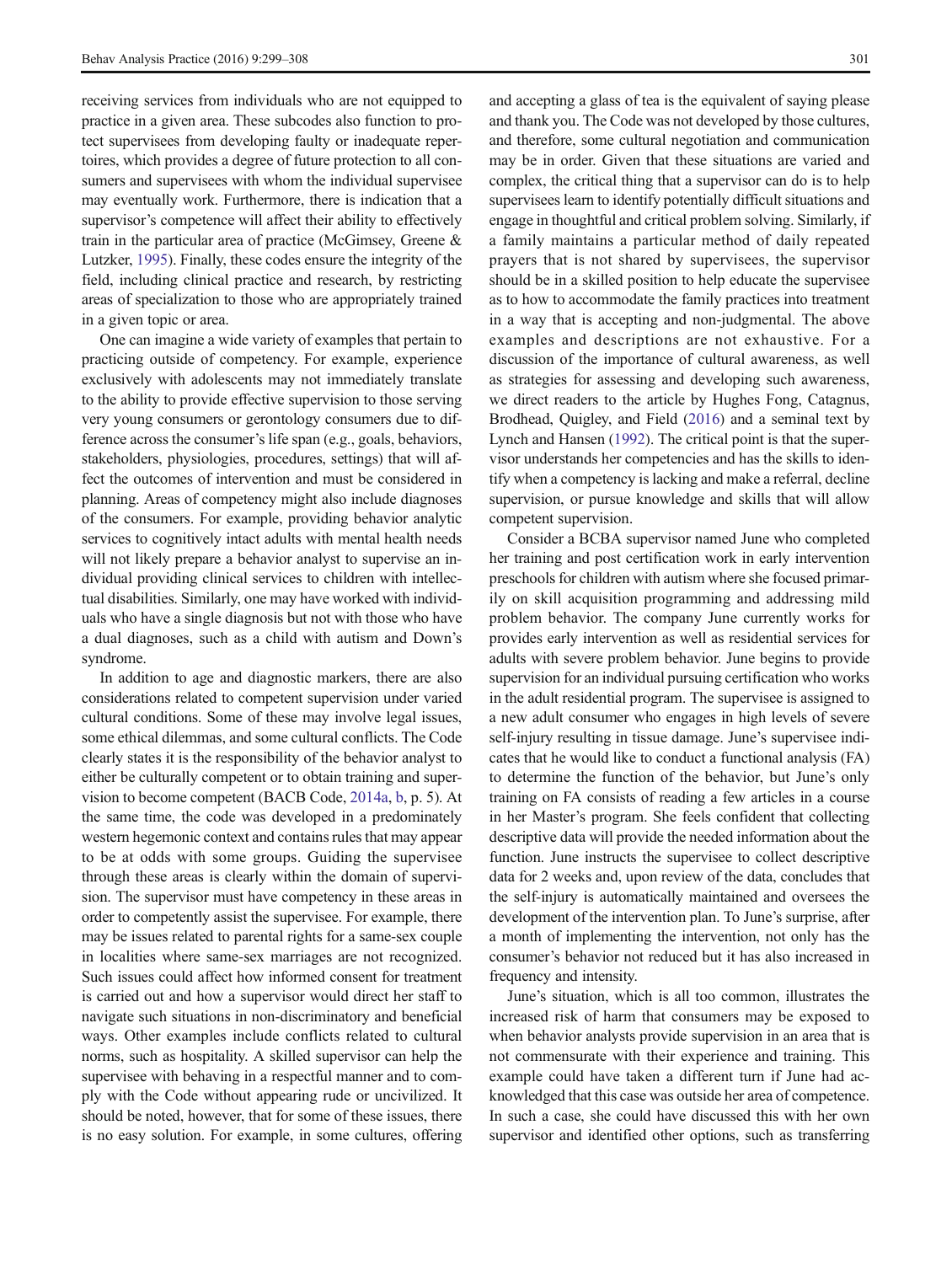receiving services from individuals who are not equipped to practice in a given area. These subcodes also function to protect supervisees from developing faulty or inadequate repertoires, which provides a degree of future protection to all consumers and supervisees with whom the individual supervisee may eventually work. Furthermore, there is indication that a supervisor's competence will affect their ability to effectively train in the particular area of practice (McGimsey, Greene & Lutzker, 1995). Finally, these codes ensure the integrity of the field, including clinical practice and research, by restricting areas of specialization to those who are appropriately trained in a given topic or area.

One can imagine a wide variety of examples that pertain to practicing outside of competency. For example, experience exclusively with adolescents may not immediately translate to the ability to provide effective supervision to those serving very young consumers or gerontology consumers due to difference across the consumer's life span (e.g., goals, behaviors, stakeholders, physiologies, procedures, settings) that will affect the outcomes of intervention and must be considered in planning. Areas of competency might also include diagnoses of the consumers. For example, providing behavior analytic services to cognitively intact adults with mental health needs will not likely prepare a behavior analyst to supervise an individual providing clinical services to children with intellectual disabilities. Similarly, one may have worked with individuals who have a single diagnosis but not with those who have a dual diagnoses, such as a child with autism and Down's syndrome.

In addition to age and diagnostic markers, there are also considerations related to competent supervision under varied cultural conditions. Some of these may involve legal issues, some ethical dilemmas, and some cultural conflicts. The Code clearly states it is the responsibility of the behavior analyst to either be culturally competent or to obtain training and supervision to become competent (BACB Code, 2014a, b, p. 5). At the same time, the code was developed in a predominately western hegemonic context and contains rules that may appear to be at odds with some groups. Guiding the supervisee through these areas is clearly within the domain of supervision. The supervisor must have competency in these areas in order to competently assist the supervisee. For example, there may be issues related to parental rights for a same-sex couple in localities where same-sex marriages are not recognized. Such issues could affect how informed consent for treatment is carried out and how a supervisor would direct her staff to navigate such situations in non-discriminatory and beneficial ways. Other examples include conflicts related to cultural norms, such as hospitality. A skilled supervisor can help the supervisee with behaving in a respectful manner and to comply with the Code without appearing rude or uncivilized. It should be noted, however, that for some of these issues, there is no easy solution. For example, in some cultures, offering and accepting a glass of tea is the equivalent of saying please and thank you. The Code was not developed by those cultures, and therefore, some cultural negotiation and communication may be in order. Given that these situations are varied and complex, the critical thing that a supervisor can do is to help supervisees learn to identify potentially difficult situations and engage in thoughtful and critical problem solving. Similarly, if a family maintains a particular method of daily repeated prayers that is not shared by supervisees, the supervisor should be in a skilled position to help educate the supervisee as to how to accommodate the family practices into treatment in a way that is accepting and non-judgmental. The above examples and descriptions are not exhaustive. For a discussion of the importance of cultural awareness, as well as strategies for assessing and developing such awareness, we direct readers to the article by Hughes Fong, Catagnus, Brodhead, Quigley, and Field (2016) and a seminal text by Lynch and Hansen (1992). The critical point is that the supervisor understands her competencies and has the skills to identify when a competency is lacking and make a referral, decline supervision, or pursue knowledge and skills that will allow competent supervision.

Consider a BCBA supervisor named June who completed her training and post certification work in early intervention preschools for children with autism where she focused primarily on skill acquisition programming and addressing mild problem behavior. The company June currently works for provides early intervention as well as residential services for adults with severe problem behavior. June begins to provide supervision for an individual pursuing certification who works in the adult residential program. The supervisee is assigned to a new adult consumer who engages in high levels of severe self-injury resulting in tissue damage. June's supervisee indicates that he would like to conduct a functional analysis (FA) to determine the function of the behavior, but June's only training on FA consists of reading a few articles in a course in her Master's program. She feels confident that collecting descriptive data will provide the needed information about the function. June instructs the supervisee to collect descriptive data for 2 weeks and, upon review of the data, concludes that the self-injury is automatically maintained and oversees the development of the intervention plan. To June's surprise, after a month of implementing the intervention, not only has the consumer's behavior not reduced but it has also increased in frequency and intensity.

June's situation, which is all too common, illustrates the increased risk of harm that consumers may be exposed to when behavior analysts provide supervision in an area that is not commensurate with their experience and training. This example could have taken a different turn if June had acknowledged that this case was outside her area of competence. In such a case, she could have discussed this with her own supervisor and identified other options, such as transferring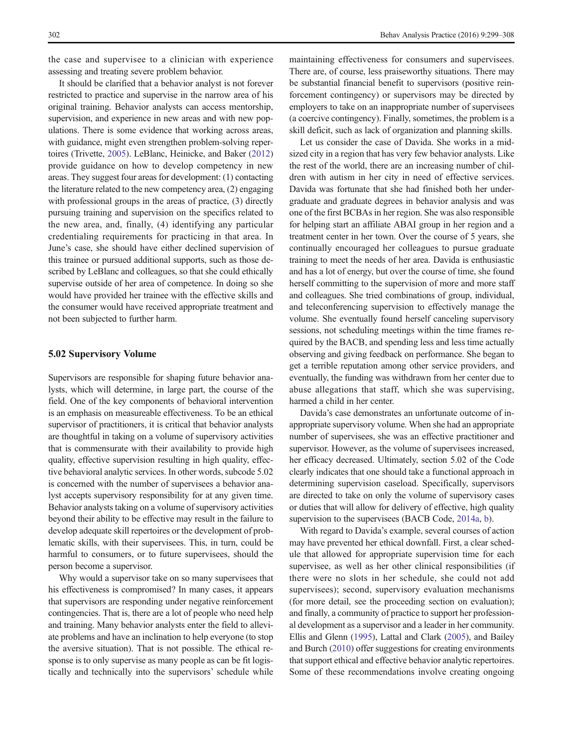the case and supervisee to a clinician with experience assessing and treating severe problem behavior.

It should be clarified that a behavior analyst is not forever restricted to practice and supervise in the narrow area of his original training. Behavior analysts can access mentorship, supervision, and experience in new areas and with new populations. There is some evidence that working across areas, with guidance, might even strengthen problem-solving repertoires (Trivette, 2005). LeBlanc, Heinicke, and Baker (2012) provide guidance on how to develop competency in new areas. They suggest four areas for development: (1) contacting the literature related to the new competency area, (2) engaging with professional groups in the areas of practice, (3) directly pursuing training and supervision on the specifics related to the new area, and, finally, (4) identifying any particular credentialing requirements for practicing in that area. In June's case, she should have either declined supervision of this trainee or pursued additional supports, such as those described by LeBlanc and colleagues, so that she could ethically supervise outside of her area of competence. In doing so she would have provided her trainee with the effective skills and the consumer would have received appropriate treatment and not been subjected to further harm.

## 5.02 Supervisory Volume

Supervisors are responsible for shaping future behavior analysts, which will determine, in large part, the course of the field. One of the key components of behavioral intervention is an emphasis on measureable effectiveness. To be an ethical supervisor of practitioners, it is critical that behavior analysts are thoughtful in taking on a volume of supervisory activities that is commensurate with their availability to provide high quality, effective supervision resulting in high quality, effective behavioral analytic services. In other words, subcode 5.02 is concerned with the number of supervisees a behavior analyst accepts supervisory responsibility for at any given time. Behavior analysts taking on a volume of supervisory activities beyond their ability to be effective may result in the failure to develop adequate skill repertoires or the development of problematic skills, with their supervisees. This, in turn, could be harmful to consumers, or to future supervisees, should the person become a supervisor.

Why would a supervisor take on so many supervisees that his effectiveness is compromised? In many cases, it appears that supervisors are responding under negative reinforcement contingencies. That is, there are a lot of people who need help and training. Many behavior analysts enter the field to alleviate problems and have an inclination to help everyone (to stop the aversive situation). That is not possible. The ethical response is to only supervise as many people as can be fit logistically and technically into the supervisors' schedule while maintaining effectiveness for consumers and supervisees. There are, of course, less praiseworthy situations. There may be substantial financial benefit to supervisors (positive reinforcement contingency) or supervisors may be directed by employers to take on an inappropriate number of supervisees (a coercive contingency). Finally, sometimes, the problem is a skill deficit, such as lack of organization and planning skills.

Let us consider the case of Davida. She works in a mid-sized city in a region that has very few behavior analysts. Like the rest of the world, there are an increasing number of children with autism in her city in need of effective services. Davida was fortunate that she had finished both her undergraduate and graduate degrees in behavior analysis and was one of the first BCBAs in her region. She was also responsible for helping start an affiliate ABAI group in her region and a treatment center in her town. Over the course of 5 years, she continually encouraged her colleagues to pursue graduate training to meet the needs of her area. Davida is enthusiastic and has a lot of energy, but over the course of time, she found herself committing to the supervision of more and more staff and colleagues. She tried combinations of group, individual, and teleconferencing supervision to effectively manage the volume. She eventually found herself canceling supervisory sessions, not scheduling meetings within the time frames required by the BACB, and spending less and less time actually observing and giving feedback on performance. She began to get a terrible reputation among other service providers, and eventually, the funding was withdrawn from her center due to abuse allegations that staff, which she was supervising, harmed a child in her center.

Davida's case demonstrates an unfortunate outcome of inappropriate supervisory volume. When she had an appropriate number of supervisees, she was an effective practitioner and supervisor. However, as the volume of supervisees increased, her efficacy decreased. Ultimately, section 5.02 of the Code clearly indicates that one should take a functional approach in determining supervision caseload. Specifically, supervisors are directed to take on only the volume of supervisory cases or duties that will allow for delivery of effective, high quality supervision to the supervisees (BACB Code, 2014a, b).

With regard to Davida's example, several courses of action may have prevented her ethical downfall. First, a clear schedule that allowed for appropriate supervision time for each supervisee, as well as her other clinical responsibilities (if there were no slots in her schedule, she could not add supervisees); second, supervisory evaluation mechanisms (for more detail, see the proceeding section on evaluation); and finally, a community of practice to support her professional development as a supervisor and a leader in her community. Ellis and Glenn (1995), Lattal and Clark (2005), and Bailey and Burch (2010) offer suggestions for creating environments that support ethical and effective behavior analytic repertoires. Some of these recommendations involve creating ongoing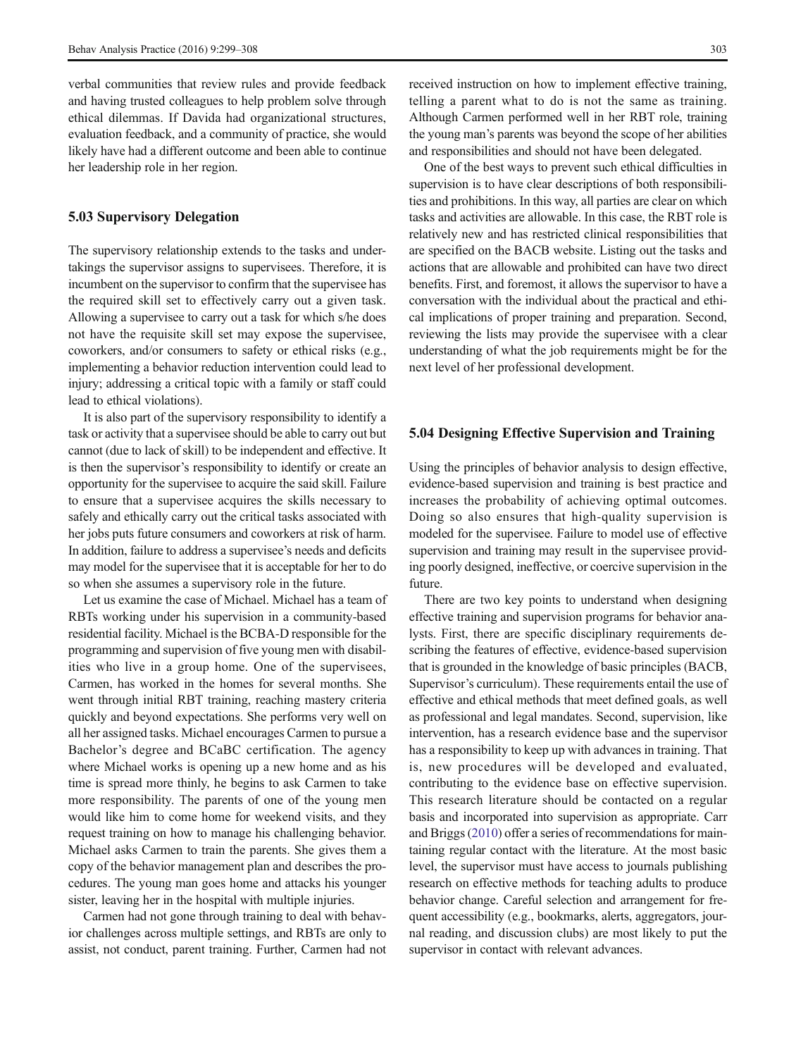verbal communities that review rules and provide feedback and having trusted colleagues to help problem solve through ethical dilemmas. If Davida had organizational structures, evaluation feedback, and a community of practice, she would likely have had a different outcome and been able to continue her leadership role in her region.

## 5.03 Supervisory Delegation

The supervisory relationship extends to the tasks and undertakings the supervisor assigns to supervisees. Therefore, it is incumbent on the supervisor to confirm that the supervisee has the required skill set to effectively carry out a given task. Allowing a supervisee to carry out a task for which s/he does not have the requisite skill set may expose the supervisee, coworkers, and/or consumers to safety or ethical risks (e.g., implementing a behavior reduction intervention could lead to injury; addressing a critical topic with a family or staff could lead to ethical violations).

It is also part of the supervisory responsibility to identify a task or activity that a supervisee should be able to carry out but cannot (due to lack of skill) to be independent and effective. It is then the supervisor's responsibility to identify or create an opportunity for the supervisee to acquire the said skill. Failure to ensure that a supervisee acquires the skills necessary to safely and ethically carry out the critical tasks associated with her jobs puts future consumers and coworkers at risk of harm. In addition, failure to address a supervisee's needs and deficits may model for the supervisee that it is acceptable for her to do so when she assumes a supervisory role in the future.

Let us examine the case of Michael. Michael has a team of RBTs working under his supervision in a community-based residential facility. Michael is the BCBA-D responsible for the programming and supervision of five young men with disabilities who live in a group home. One of the supervisees, Carmen, has worked in the homes for several months. She went through initial RBT training, reaching mastery criteria quickly and beyond expectations. She performs very well on all her assigned tasks. Michael encourages Carmen to pursue a Bachelor's degree and BCaBC certification. The agency where Michael works is opening up a new home and as his time is spread more thinly, he begins to ask Carmen to take more responsibility. The parents of one of the young men would like him to come home for weekend visits, and they request training on how to manage his challenging behavior. Michael asks Carmen to train the parents. She gives them a copy of the behavior management plan and describes the procedures. The young man goes home and attacks his younger sister, leaving her in the hospital with multiple injuries.

Carmen had not gone through training to deal with behavior challenges across multiple settings, and RBTs are only to assist, not conduct, parent training. Further, Carmen had not received instruction on how to implement effective training, telling a parent what to do is not the same as training. Although Carmen performed well in her RBT role, training the young man's parents was beyond the scope of her abilities and responsibilities and should not have been delegated.

One of the best ways to prevent such ethical difficulties in supervision is to have clear descriptions of both responsibilities and prohibitions. In this way, all parties are clear on which tasks and activities are allowable. In this case, the RBT role is relatively new and has restricted clinical responsibilities that are specified on the BACB website. Listing out the tasks and actions that are allowable and prohibited can have two direct benefits. First, and foremost, it allows the supervisor to have a conversation with the individual about the practical and ethical implications of proper training and preparation. Second, reviewing the lists may provide the supervisee with a clear understanding of what the job requirements might be for the next level of her professional development.

## 5.04 Designing Effective Supervision and Training

Using the principles of behavior analysis to design effective, evidence-based supervision and training is best practice and increases the probability of achieving optimal outcomes. Doing so also ensures that high-quality supervision is modeled for the supervisee. Failure to model use of effective supervision and training may result in the supervisee providing poorly designed, ineffective, or coercive supervision in the future.

There are two key points to understand when designing effective training and supervision programs for behavior analysts. First, there are specific disciplinary requirements describing the features of effective, evidence-based supervision that is grounded in the knowledge of basic principles (BACB, Supervisor's curriculum). These requirements entail the use of effective and ethical methods that meet defined goals, as well as professional and legal mandates. Second, supervision, like intervention, has a research evidence base and the supervisor has a responsibility to keep up with advances in training. That is, new procedures will be developed and evaluated, contributing to the evidence base on effective supervision. This research literature should be contacted on a regular basis and incorporated into supervision as appropriate. Carr and Briggs (2010) offer a series of recommendations for maintaining regular contact with the literature. At the most basic level, the supervisor must have access to journals publishing research on effective methods for teaching adults to produce behavior change. Careful selection and arrangement for frequent accessibility (e.g., bookmarks, alerts, aggregators, journal reading, and discussion clubs) are most likely to put the supervisor in contact with relevant advances.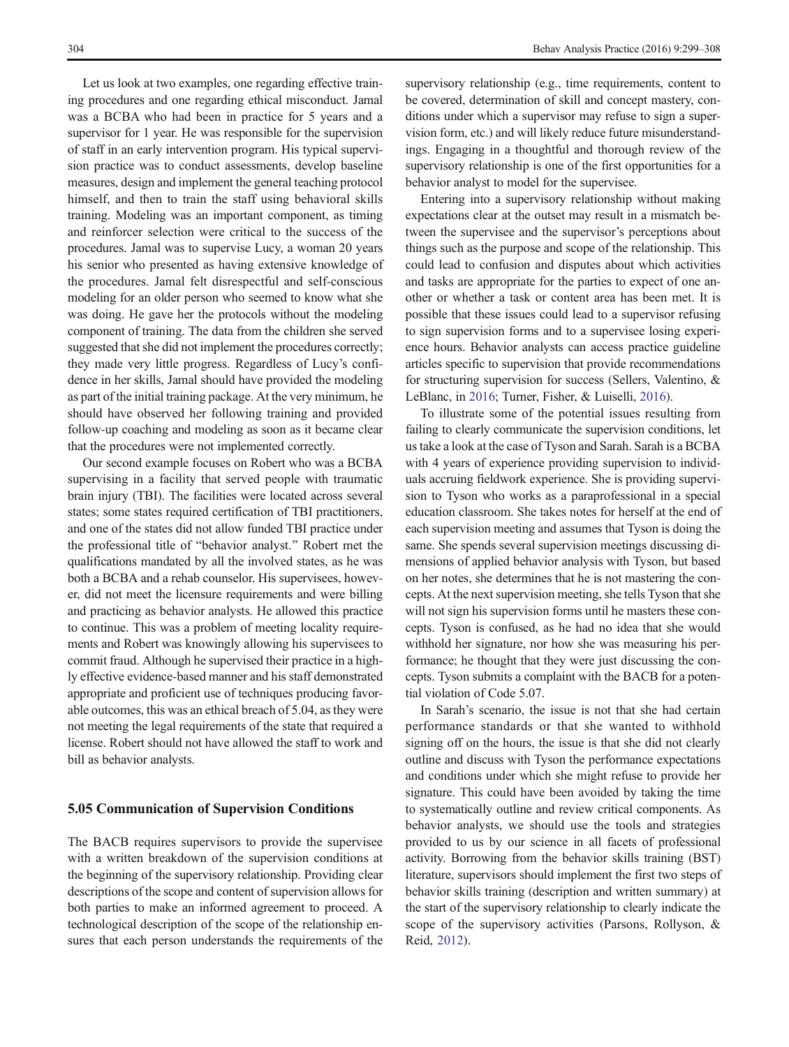Let us look at two examples, one regarding effective training procedures and one regarding ethical misconduct. Jamal was a BCBA who had been in practice for 5 years and a supervisor for 1 year. He was responsible for the supervision of staff in an early intervention program. His typical supervision practice was to conduct assessments, develop baseline measures, design and implement the general teaching protocol himself, and then to train the staff using behavioral skills training. Modeling was an important component, as timing and reinforcer selection were critical to the success of the procedures. Jamal was to supervise Lucy, a woman 20 years his senior who presented as having extensive knowledge of the procedures. Jamal felt disrespectful and self-conscious modeling for an older person who seemed to know what she was doing. He gave her the protocols without the modeling component of training. The data from the children she served suggested that she did not implement the procedures correctly; they made very little progress. Regardless of Lucy's confidence in her skills, Jamal should have provided the modeling as part of the initial training package. At the very minimum, he should have observed her following training and provided follow-up coaching and modeling as soon as it became clear that the procedures were not implemented correctly.

Our second example focuses on Robert who was a BCBA supervising in a facility that served people with traumatic brain injury (TBI). The facilities were located across several states; some states required certification of TBI practitioners, and one of the states did not allow funded TBI practice under the professional title of "behavior analyst." Robert met the qualifications mandated by all the involved states, as he was both a BCBA and a rehab counselor. His supervisees, however, did not meet the licensure requirements and were billing and practicing as behavior analysts. He allowed this practice to continue. This was a problem of meeting locality requirements and Robert was knowingly allowing his supervisees to commit fraud. Although he supervised their practice in a highly effective evidence-based manner and his staff demonstrated appropriate and proficient use of techniques producing favorable outcomes, this was an ethical breach of 5.04, as they were not meeting the legal requirements of the state that required a license. Robert should not have allowed the staff to work and bill as behavior analysts.

### 5.05 Communication of Supervision Conditions

The BACB requires supervisors to provide the supervisee with a written breakdown of the supervision conditions at the beginning of the supervisory relationship. Providing clear descriptions of the scope and content of supervision allows for both parties to make an informed agreement to proceed. A technological description of the scope of the relationship ensures that each person understands the requirements of the supervisory relationship (e.g., time requirements, content to be covered, determination of skill and concept mastery, conditions under which a supervisor may refuse to sign a supervision form, etc.) and will likely reduce future misunderstandings. Engaging in a thoughtful and thorough review of the supervisory relationship is one of the first opportunities for a behavior analyst to model for the supervisee.

Entering into a supervisory relationship without making expectations clear at the outset may result in a mismatch between the supervisee and the supervisor's perceptions about things such as the purpose and scope of the relationship. This could lead to confusion and disputes about which activities and tasks are appropriate for the parties to expect of one another or whether a task or content area has been met. It is possible that these issues could lead to a supervisor refusing to sign supervision forms and to a supervisee losing experience hours. Behavior analysts can access practice guideline articles specific to supervision that provide recommendations for structuring supervision for success (Sellers, Valentino, & LeBlanc, in 2016; Turner, Fisher, & Luiselli, 2016).

To illustrate some of the potential issues resulting from failing to clearly communicate the supervision conditions, let us take a look at the case of Tyson and Sarah. Sarah is a BCBA with 4 years of experience providing supervision to individuals accruing fieldwork experience. She is providing supervision to Tyson who works as a paraprofessional in a special education classroom. She takes notes for herself at the end of each supervision meeting and assumes that Tyson is doing the same. She spends several supervision meetings discussing dimensions of applied behavior analysis with Tyson, but based on her notes, she determines that he is not mastering the concepts. At the next supervision meeting, she tells Tyson that she will not sign his supervision forms until he masters these concepts. Tyson is confused, as he had no idea that she would withhold her signature, nor how she was measuring his performance; he thought that they were just discussing the concepts. Tyson submits a complaint with the BACB for a potential violation of Code 5.07.

In Sarah's scenario, the issue is not that she had certain performance standards or that she wanted to withhold signing off on the hours, the issue is that she did not clearly outline and discuss with Tyson the performance expectations and conditions under which she might refuse to provide her signature. This could have been avoided by taking the time to systematically outline and review critical components. As behavior analysts, we should use the tools and strategies provided to us by our science in all facets of professional activity. Borrowing from the behavior skills training (BST) literature, supervisors should implement the first two steps of behavior skills training (description and written summary) at the start of the supervisory relationship to clearly indicate the scope of the supervisory activities (Parsons, Rollyson, & Reid, 2012).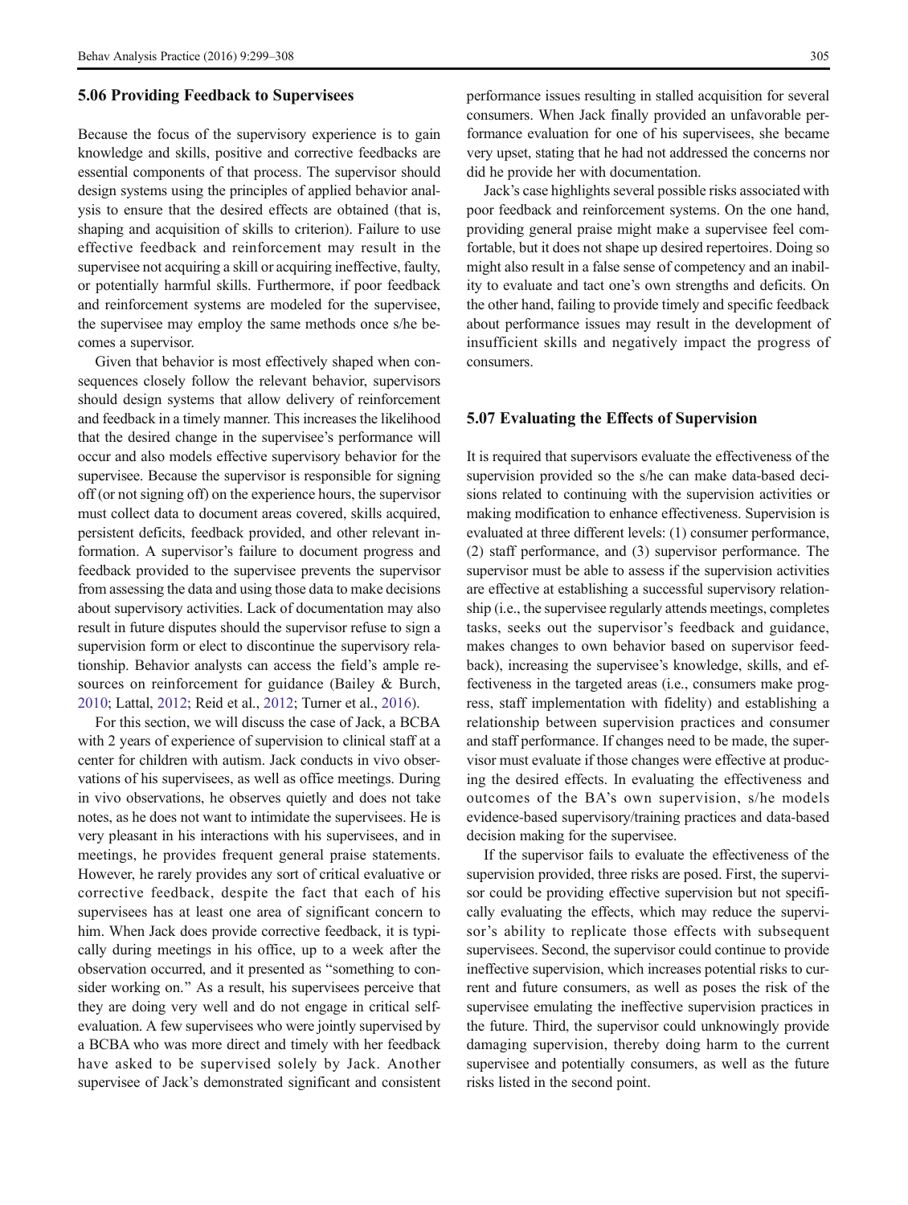### 5.06 Providing Feedback to Supervisees

Because the focus of the supervisory experience is to gain knowledge and skills, positive and corrective feedbacks are essential components of that process. The supervisor should design systems using the principles of applied behavior analysis to ensure that the desired effects are obtained (that is, shaping and acquisition of skills to criterion). Failure to use effective feedback and reinforcement may result in the supervisee not acquiring a skill or acquiring ineffective, faulty, or potentially harmful skills. Furthermore, if poor feedback and reinforcement systems are modeled for the supervisee, the supervisee may employ the same methods once s/he becomes a supervisor.

Given that behavior is most effectively shaped when consequences closely follow the relevant behavior, supervisors should design systems that allow delivery of reinforcement and feedback in a timely manner. This increases the likelihood that the desired change in the supervisee's performance will occur and also models effective supervisory behavior for the supervisee. Because the supervisor is responsible for signing off (or not signing off) on the experience hours, the supervisor must collect data to document areas covered, skills acquired, persistent deficits, feedback provided, and other relevant information. A supervisor's failure to document progress and feedback provided to the supervisee prevents the supervisor from assessing the data and using those data to make decisions about supervisory activities. Lack of documentation may also result in future disputes should the supervisor refuse to sign a supervision form or elect to discontinue the supervisory relationship. Behavior analysts can access the field's ample resources on reinforcement for guidance (Bailey & Burch, 2010; Lattal, 2012; Reid et al., 2012; Turner et al., 2016).

For this section, we will discuss the case of Jack, a BCBA with 2 years of experience of supervision to clinical staff at a center for children with autism. Jack conducts in vivo observations of his supervisees, as well as office meetings. During in vivo observations, he observes quietly and does not take notes, as he does not want to intimidate the supervisees. He is very pleasant in his interactions with his supervisees, and in meetings, he provides frequent general praise statements. However, he rarely provides any sort of critical evaluative or corrective feedback, despite the fact that each of his supervisees has at least one area of significant concern to him. When Jack does provide corrective feedback, it is typically during meetings in his office, up to a week after the observation occurred, and it presented as "something to consider working on." As a result, his supervisees perceive that they are doing very well and do not engage in critical self-evaluation. A few supervisees who were jointly supervised by a BCBA who was more direct and timely with her feedback have asked to be supervised solely by Jack. Another supervisee of Jack's demonstrated significant and consistent performance issues resulting in stalled acquisition for several consumers. When Jack finally provided an unfavorable performance evaluation for one of his supervisees, she became very upset, stating that he had not addressed the concerns nor did he provide her with documentation.

Jack's case highlights several possible risks associated with poor feedback and reinforcement systems. On the one hand, providing general praise might make a supervisee feel comfortable, but it does not shape up desired repertoires. Doing so might also result in a false sense of competency and an inability to evaluate and tact one's own strengths and deficits. On the other hand, failing to provide timely and specific feedback about performance issues may result in the development of insufficient skills and negatively impact the progress of consumers.

### 5.07 Evaluating the Effects of Supervision

It is required that supervisors evaluate the effectiveness of the supervision provided so the s/he can make data-based decisions related to continuing with the supervision activities or making modification to enhance effectiveness. Supervision is evaluated at three different levels: (1) consumer performance, (2) staff performance, and (3) supervisor performance. The supervisor must be able to assess if the supervision activities are effective at establishing a successful supervisory relationship (i.e., the supervisee regularly attends meetings, completes tasks, seeks out the supervisor's feedback and guidance, makes changes to own behavior based on supervisor feedback), increasing the supervisee's knowledge, skills, and effectiveness in the targeted areas (i.e., consumers make progress, staff implementation with fidelity) and establishing a relationship between supervision practices and consumer and staff performance. If changes need to be made, the supervisor must evaluate if those changes were effective at producing the desired effects. In evaluating the effectiveness and outcomes of the BA's own supervision, s/he models evidence-based supervisory/training practices and data-based decision making for the supervisee.

If the supervisor fails to evaluate the effectiveness of the supervision provided, three risks are posed. First, the supervisor could be providing effective supervision but not specifically evaluating the effects, which may reduce the supervisor's ability to replicate those effects with subsequent supervisees. Second, the supervisor could continue to provide ineffective supervision, which increases potential risks to current and future consumers, as well as poses the risk of the supervisee emulating the ineffective supervision practices in the future. Third, the supervisor could unknowingly provide damaging supervision, thereby doing harm to the current supervisee and potentially consumers, as well as the future risks listed in the second point.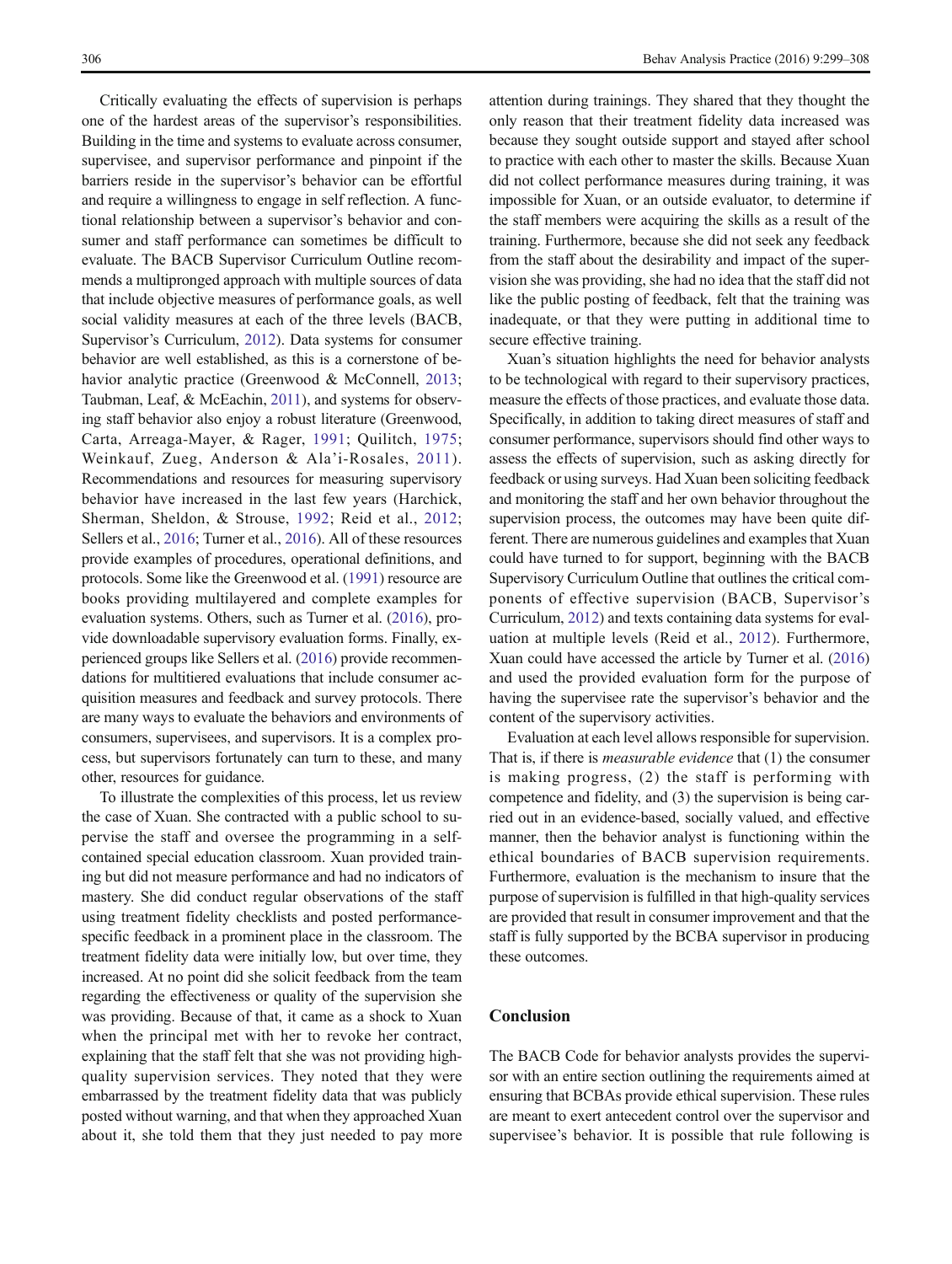Critically evaluating the effects of supervision is perhaps one of the hardest areas of the supervisor's responsibilities. Building in the time and systems to evaluate across consumer, supervisee, and supervisor performance and pinpoint if the barriers reside in the supervisor's behavior can be effortful and require a willingness to engage in self reflection. A functional relationship between a supervisor's behavior and consumer and staff performance can sometimes be difficult to evaluate. The BACB Supervisor Curriculum Outline recommends a multipronged approach with multiple sources of data that include objective measures of performance goals, as well social validity measures at each of the three levels (BACB, Supervisor's Curriculum, 2012). Data systems for consumer behavior are well established, as this is a cornerstone of behavior analytic practice (Greenwood & McConnell, 2013; Taubman, Leaf, & McEachin, 2011), and systems for observing staff behavior also enjoy a robust literature (Greenwood, Carta, Arreaga-Mayer, & Rager, 1991; Quilitch, 1975; Weinkauf, Zueg, Anderson & Ala'i-Rosales, 2011). Recommendations and resources for measuring supervisory behavior have increased in the last few years (Harchick, Sherman, Sheldon, & Strouse, 1992; Reid et al., 2012; Sellers et al., 2016; Turner et al., 2016). All of these resources provide examples of procedures, operational definitions, and protocols. Some like the Greenwood et al. (1991) resource are books providing multilayered and complete examples for evaluation systems. Others, such as Turner et al. (2016), provide downloadable supervisory evaluation forms. Finally, experienced groups like Sellers et al. (2016) provide recommendations for multitiered evaluations that include consumer acquisition measures and feedback and survey protocols. There are many ways to evaluate the behaviors and environments of consumers, supervisees, and supervisors. It is a complex process, but supervisors fortunately can turn to these, and many other, resources for guidance.

To illustrate the complexities of this process, let us review the case of Xuan. She contracted with a public school to supervise the staff and oversee the programming in a self-contained special education classroom. Xuan provided training but did not measure performance and had no indicators of mastery. She did conduct regular observations of the staff using treatment fidelity checklists and posted performance-specific feedback in a prominent place in the classroom. The treatment fidelity data were initially low, but over time, they increased. At no point did she solicit feedback from the team regarding the effectiveness or quality of the supervision she was providing. Because of that, it came as a shock to Xuan when the principal met with her to revoke her contract, explaining that the staff felt that she was not providing high-quality supervision services. They noted that they were embarrassed by the treatment fidelity data that was publicly posted without warning, and that when they approached Xuan about it, she told them that they just needed to pay more attention during trainings. They shared that they thought the only reason that their treatment fidelity data increased was because they sought outside support and stayed after school to practice with each other to master the skills. Because Xuan did not collect performance measures during training, it was impossible for Xuan, or an outside evaluator, to determine if the staff members were acquiring the skills as a result of the training. Furthermore, because she did not seek any feedback from the staff about the desirability and impact of the supervision she was providing, she had no idea that the staff did not like the public posting of feedback, felt that the training was inadequate, or that they were putting in additional time to secure effective training.

Xuan's situation highlights the need for behavior analysts to be technological with regard to their supervisory practices, measure the effects of those practices, and evaluate those data. Specifically, in addition to taking direct measures of staff and consumer performance, supervisors should find other ways to assess the effects of supervision, such as asking directly for feedback or using surveys. Had Xuan been soliciting feedback and monitoring the staff and her own behavior throughout the supervision process, the outcomes may have been quite different. There are numerous guidelines and examples that Xuan could have turned to for support, beginning with the BACB Supervisory Curriculum Outline that outlines the critical components of effective supervision (BACB, Supervisor's Curriculum, 2012) and texts containing data systems for evaluation at multiple levels (Reid et al., 2012). Furthermore, Xuan could have accessed the article by Turner et al. (2016) and used the provided evaluation form for the purpose of having the supervisee rate the supervisor's behavior and the content of the supervisory activities.

Evaluation at each level allows responsible for supervision. That is, if there is *measurable evidence* that (1) the consumer is making progress, (2) the staff is performing with competence and fidelity, and (3) the supervision is being carried out in an evidence-based, socially valued, and effective manner, then the behavior analyst is functioning within the ethical boundaries of BACB supervision requirements. Furthermore, evaluation is the mechanism to insure that the purpose of supervision is fulfilled in that high-quality services are provided that result in consumer improvement and that the staff is fully supported by the BCBA supervisor in producing these outcomes.

## Conclusion

The BACB Code for behavior analysts provides the supervisor with an entire section outlining the requirements aimed at ensuring that BCBAs provide ethical supervision. These rules are meant to exert antecedent control over the supervisor and supervisee's behavior. It is possible that rule following is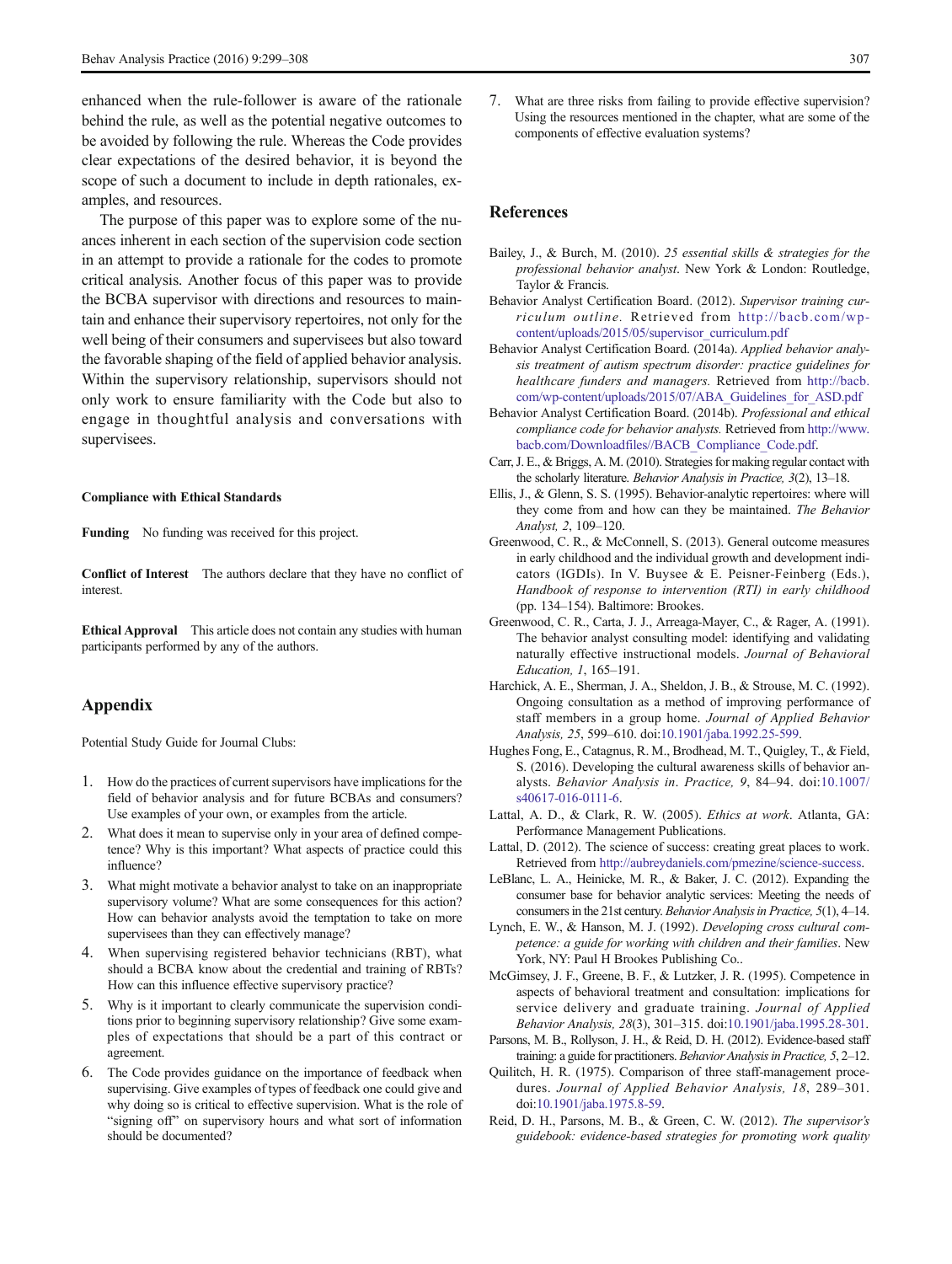enhanced when the rule-follower is aware of the rationale behind the rule, as well as the potential negative outcomes to be avoided by following the rule. Whereas the Code provides clear expectations of the desired behavior, it is beyond the scope of such a document to include in depth rationales, examples, and resources.

The purpose of this paper was to explore some of the nuances inherent in each section of the supervision code section in an attempt to provide a rationale for the codes to promote critical analysis. Another focus of this paper was to provide the BCBA supervisor with directions and resources to maintain and enhance their supervisory repertoires, not only for the well being of their consumers and supervisees but also toward the favorable shaping of the field of applied behavior analysis. Within the supervisory relationship, supervisors should not only work to ensure familiarity with the Code but also to engage in thoughtful analysis and conversations with supervisees.

#### Compliance with Ethical Standards

**Funding** No funding was received for this project.

**Conflict of Interest** The authors declare that they have no conflict of interest.

**Ethical Approval** This article does not contain any studies with human participants performed by any of the authors.

## Appendix

Potential Study Guide for Journal Clubs:

1. How do the practices of current supervisors have implications for the field of behavior analysis and for future BCBAs and consumers? Use examples of your own, or examples from the article.
2. What does it mean to supervise only in your area of defined competence? Why is this important? What aspects of practice could this influence?
3. What might motivate a behavior analyst to take on an inappropriate supervisory volume? What are some consequences for this action? How can behavior analysts avoid the temptation to take on more supervisees than they can effectively manage?
4. When supervising registered behavior technicians (RBT), what should a BCBA know about the credential and training of RBTs? How can this influence effective supervisory practice?
5. Why is it important to clearly communicate the supervision conditions prior to beginning supervisory relationship? Give some examples of expectations that should be a part of this contract or agreement.
6. The Code provides guidance on the importance of feedback when supervising. Give examples of types of feedback one could give and why doing so is critical to effective supervision. What is the role of "signing off" on supervisory hours and what sort of information should be documented?
7. What are three risks from failing to provide effective supervision? Using the resources mentioned in the chapter, what are some of the components of effective evaluation systems?

## References

Bailey, J., & Burch, M. (2010). *25 essential skills & strategies for the professional behavior analyst*. New York & London: Routledge, Taylor & Francis.

Behavior Analyst Certification Board. (2012). *Supervisor training curriculum outline.* Retrieved from http://bacb.com/wp-content/uploads/2015/05/supervisor_curriculum.pdf

Behavior Analyst Certification Board. (2014a). *Applied behavior analysis treatment of autism spectrum disorder: practice guidelines for healthcare funders and managers.* Retrieved from http://bacb.com/wp-content/uploads/2015/07/ABA_Guidelines_for_ASD.pdf

Behavior Analyst Certification Board. (2014b). *Professional and ethical compliance code for behavior analysts.* Retrieved from http://www.bacb.com/Downloadfiles//BACB_Compliance_Code.pdf.

Carr, J. E., & Briggs, A. M. (2010). Strategies for making regular contact with the scholarly literature. *Behavior Analysis in Practice, 3*(2), 13–18.

Ellis, J., & Glenn, S. S. (1995). Behavior-analytic repertoires: where will they come from and how can they be maintained. *The Behavior Analyst, 2*, 109–120.

Greenwood, C. R., & McConnell, S. (2013). General outcome measures in early childhood and the individual growth and development indicators (IGDIs). In V. Buysee & E. Peisner-Feinberg (Eds.), *Handbook of response to intervention (RTI) in early childhood* (pp. 134–154). Baltimore: Brookes.

Greenwood, C. R., Carta, J. J., Arreaga-Mayer, C., & Rager, A. (1991). The behavior analyst consulting model: identifying and validating naturally effective instructional models. *Journal of Behavioral Education, 1*, 165–191.

Harchick, A. E., Sherman, J. A., Sheldon, J. B., & Strouse, M. C. (1992). Ongoing consultation as a method of improving performance of staff members in a group home. *Journal of Applied Behavior Analysis, 25*, 599–610. doi:10.1901/jaba.1992.25-599.

Hughes Fong, E., Catagnus, R. M., Brodhead, M. T., Quigley, T., & Field, S. (2016). Developing the cultural awareness skills of behavior analysts. *Behavior Analysis in. Practice, 9*, 84–94. doi:10.1007/s40617-016-0111-6.

Lattal, A. D., & Clark, R. W. (2005). *Ethics at work*. Atlanta, GA: Performance Management Publications.

Lattal, D. (2012). The science of success: creating great places to work. Retrieved from http://aubreydaniels.com/pmezine/science-success.

LeBlanc, L. A., Heinicke, M. R., & Baker, J. C. (2012). Expanding the consumer base for behavior analytic services: Meeting the needs of consumers in the 21st century. *Behavior Analysis in Practice, 5*(1), 4–14.

Lynch, E. W., & Hanson, M. J. (1992). *Developing cross cultural competence: a guide for working with children and their families*. New York, NY: Paul H Brookes Publishing Co..

McGimsey, J. F., Greene, B. F., & Lutzker, J. R. (1995). Competence in aspects of behavioral treatment and consultation: implications for service delivery and graduate training. *Journal of Applied Behavior Analysis, 28*(3), 301–315. doi:10.1901/jaba.1995.28-301.

Parsons, M. B., Rollyson, J. H., & Reid, D. H. (2012). Evidence-based staff training: a guide for practitioners. *Behavior Analysis in Practice, 5*, 2–12.

Quilitch, H. R. (1975). Comparison of three staff-management procedures. *Journal of Applied Behavior Analysis, 18*, 289–301. doi:10.1901/jaba.1975.8-59.

Reid, D. H., Parsons, M. B., & Green, C. W. (2012). *The supervisor's guidebook: evidence-based strategies for promoting work quality*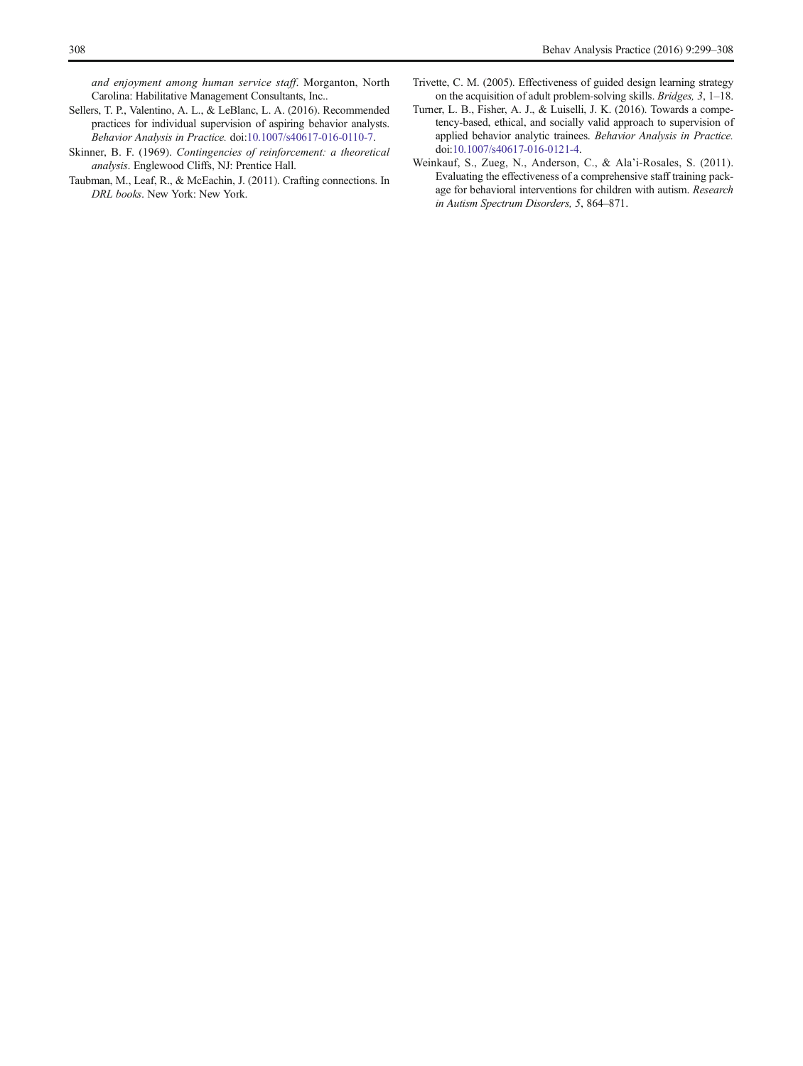*and enjoyment among human service staff*. Morganton, North Carolina: Habilitative Management Consultants, Inc..

Sellers, T. P., Valentino, A. L., & LeBlanc, L. A. (2016). Recommended practices for individual supervision of aspiring behavior analysts. *Behavior Analysis in Practice.* doi:10.1007/s40617-016-0110-7.

Skinner, B. F. (1969). *Contingencies of reinforcement: a theoretical analysis*. Englewood Cliffs, NJ: Prentice Hall.

Taubman, M., Leaf, R., & McEachin, J. (2011). Crafting connections. In *DRL books*. New York: New York.

Trivette, C. M. (2005). Effectiveness of guided design learning strategy on the acquisition of adult problem-solving skills. *Bridges, 3*, 1–18.

Turner, L. B., Fisher, A. J., & Luiselli, J. K. (2016). Towards a competency-based, ethical, and socially valid approach to supervision of applied behavior analytic trainees. *Behavior Analysis in Practice.* doi:10.1007/s40617-016-0121-4.

Weinkauf, S., Zueg, N., Anderson, C., & Ala'i-Rosales, S. (2011). Evaluating the effectiveness of a comprehensive staff training package for behavioral interventions for children with autism. *Research in Autism Spectrum Disorders, 5*, 864–871.